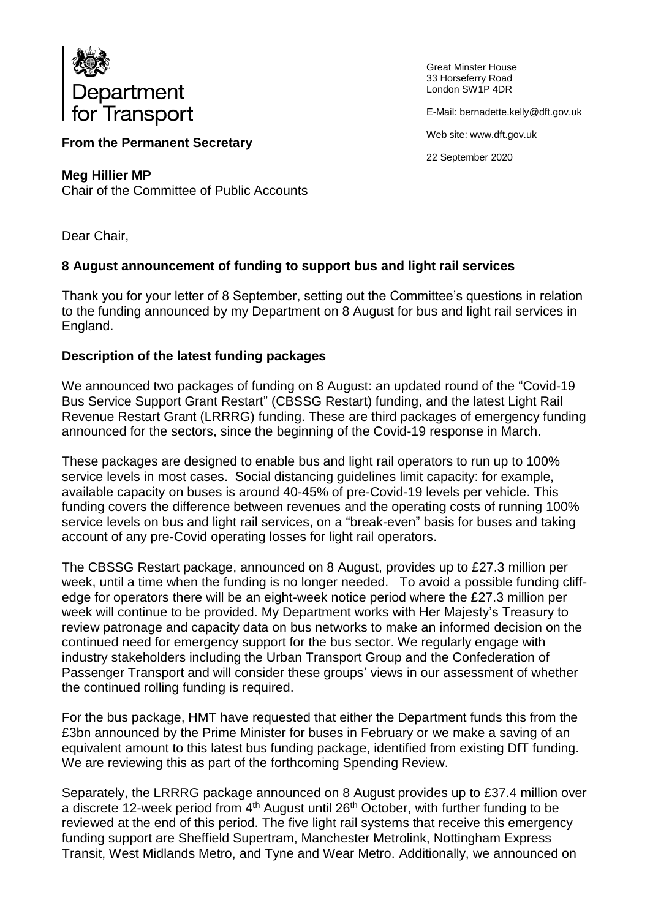Department for Transport

**From the Permanent Secretary**

Great Minster House
33 Horseferry Road
London SW1P 4DR

E-Mail: bernadette.kelly@dft.gov.uk

Web site: www.dft.gov.uk

22 September 2020

**Meg Hillier MP**
Chair of the Committee of Public Accounts

Dear Chair,

**8 August announcement of funding to support bus and light rail services**

Thank you for your letter of 8 September, setting out the Committee's questions in relation to the funding announced by my Department on 8 August for bus and light rail services in England.

**Description of the latest funding packages**

We announced two packages of funding on 8 August: an updated round of the "Covid-19 Bus Service Support Grant Restart" (CBSSG Restart) funding, and the latest Light Rail Revenue Restart Grant (LRRRG) funding. These are third packages of emergency funding announced for the sectors, since the beginning of the Covid-19 response in March.

These packages are designed to enable bus and light rail operators to run up to 100% service levels in most cases. Social distancing guidelines limit capacity: for example, available capacity on buses is around 40-45% of pre-Covid-19 levels per vehicle. This funding covers the difference between revenues and the operating costs of running 100% service levels on bus and light rail services, on a "break-even" basis for buses and taking account of any pre-Covid operating losses for light rail operators.

The CBSSG Restart package, announced on 8 August, provides up to £27.3 million per week, until a time when the funding is no longer needed. To avoid a possible funding cliff-edge for operators there will be an eight-week notice period where the £27.3 million per week will continue to be provided. My Department works with Her Majesty's Treasury to review patronage and capacity data on bus networks to make an informed decision on the continued need for emergency support for the bus sector. We regularly engage with industry stakeholders including the Urban Transport Group and the Confederation of Passenger Transport and will consider these groups' views in our assessment of whether the continued rolling funding is required.

For the bus package, HMT have requested that either the Department funds this from the £3bn announced by the Prime Minister for buses in February or we make a saving of an equivalent amount to this latest bus funding package, identified from existing DfT funding. We are reviewing this as part of the forthcoming Spending Review.

Separately, the LRRRG package announced on 8 August provides up to £37.4 million over a discrete 12-week period from 4th August until 26th October, with further funding to be reviewed at the end of this period. The five light rail systems that receive this emergency funding support are Sheffield Supertram, Manchester Metrolink, Nottingham Express Transit, West Midlands Metro, and Tyne and Wear Metro. Additionally, we announced on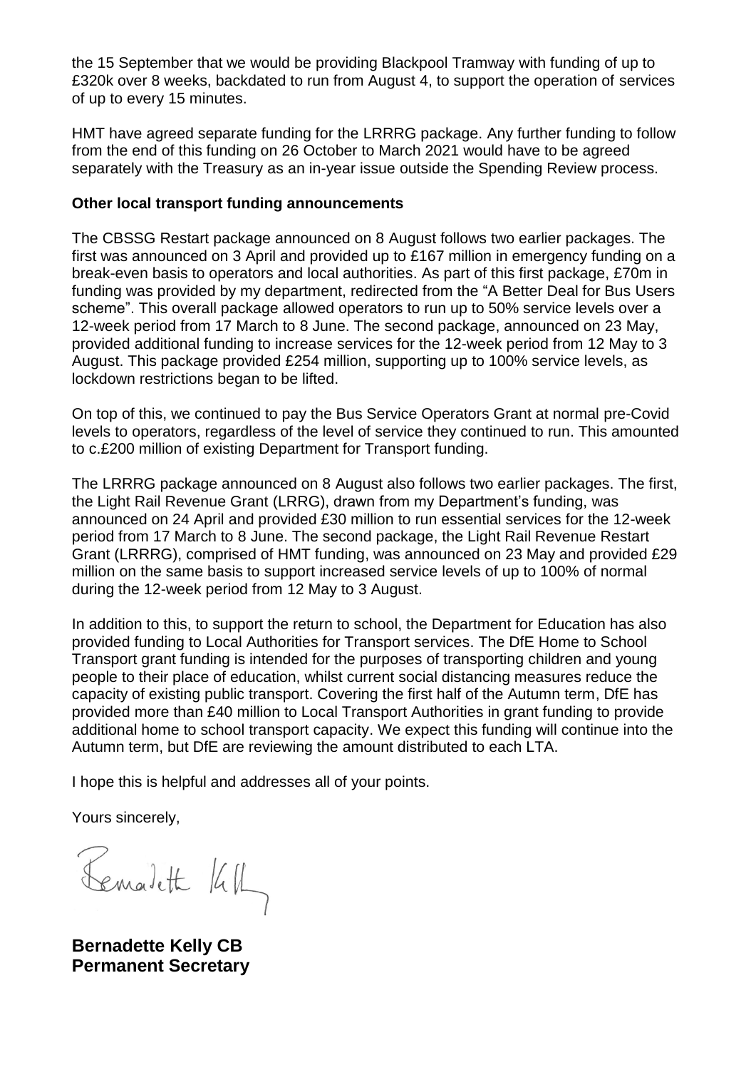the 15 September that we would be providing Blackpool Tramway with funding of up to £320k over 8 weeks, backdated to run from August 4, to support the operation of services of up to every 15 minutes.

HMT have agreed separate funding for the LRRRG package. Any further funding to follow from the end of this funding on 26 October to March 2021 would have to be agreed separately with the Treasury as an in-year issue outside the Spending Review process.

**Other local transport funding announcements**

The CBSSG Restart package announced on 8 August follows two earlier packages. The first was announced on 3 April and provided up to £167 million in emergency funding on a break-even basis to operators and local authorities. As part of this first package, £70m in funding was provided by my department, redirected from the "A Better Deal for Bus Users scheme". This overall package allowed operators to run up to 50% service levels over a 12-week period from 17 March to 8 June. The second package, announced on 23 May, provided additional funding to increase services for the 12-week period from 12 May to 3 August. This package provided £254 million, supporting up to 100% service levels, as lockdown restrictions began to be lifted.

On top of this, we continued to pay the Bus Service Operators Grant at normal pre-Covid levels to operators, regardless of the level of service they continued to run. This amounted to c.£200 million of existing Department for Transport funding.

The LRRRG package announced on 8 August also follows two earlier packages. The first, the Light Rail Revenue Grant (LRRG), drawn from my Department's funding, was announced on 24 April and provided £30 million to run essential services for the 12-week period from 17 March to 8 June. The second package, the Light Rail Revenue Restart Grant (LRRRG), comprised of HMT funding, was announced on 23 May and provided £29 million on the same basis to support increased service levels of up to 100% of normal during the 12-week period from 12 May to 3 August.

In addition to this, to support the return to school, the Department for Education has also provided funding to Local Authorities for Transport services. The DfE Home to School Transport grant funding is intended for the purposes of transporting children and young people to their place of education, whilst current social distancing measures reduce the capacity of existing public transport. Covering the first half of the Autumn term, DfE has provided more than £40 million to Local Transport Authorities in grant funding to provide additional home to school transport capacity. We expect this funding will continue into the Autumn term, but DfE are reviewing the amount distributed to each LTA.

I hope this is helpful and addresses all of your points.

Yours sincerely,

Bernadette Kelly

**Bernadette Kelly CB**
**Permanent Secretary**